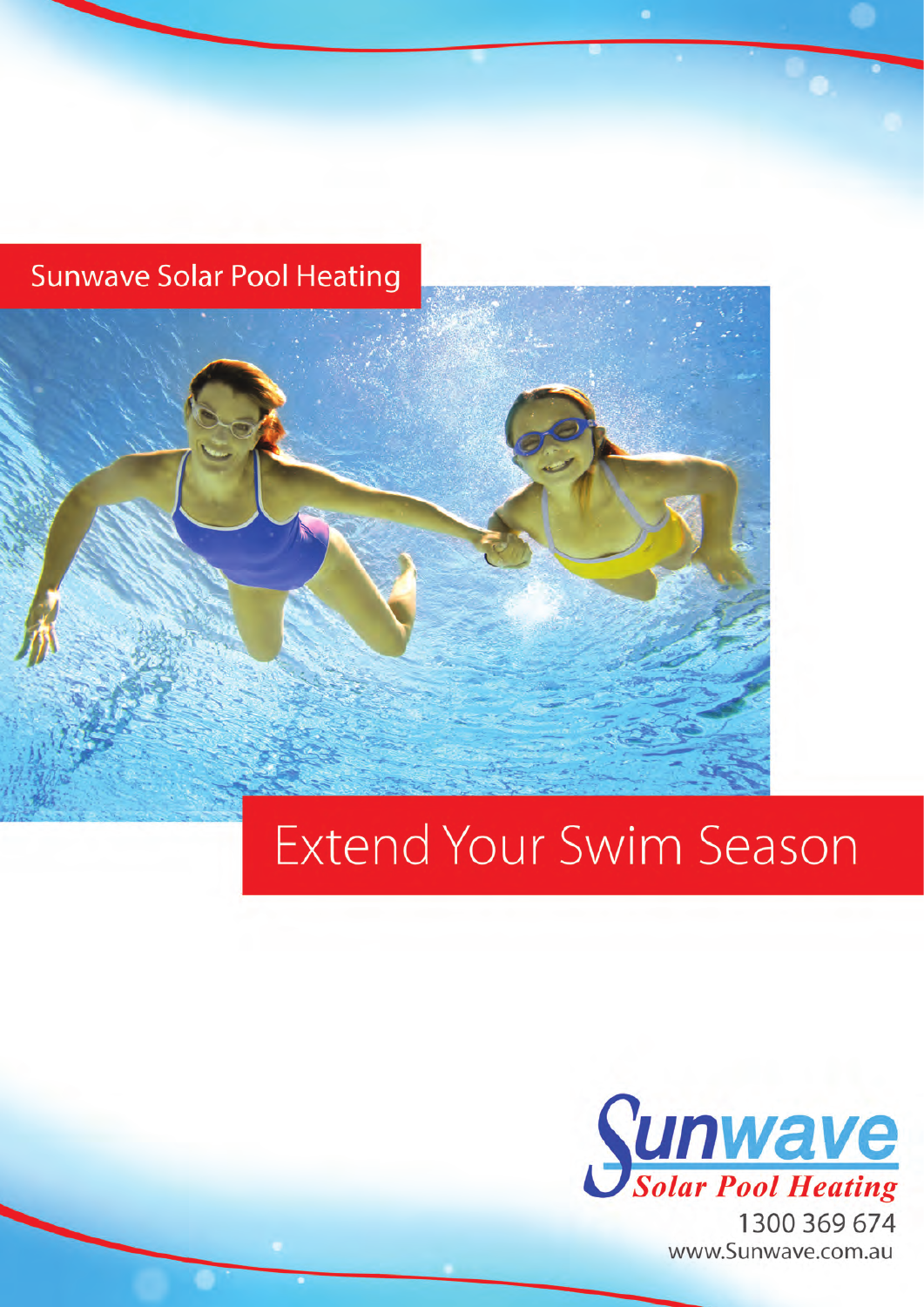Sunwave Solar Pool Heating

# Extend Your Swim Season

Sunwave
Solar Pool Heating
1300 369 674
www.Sunwave.com.au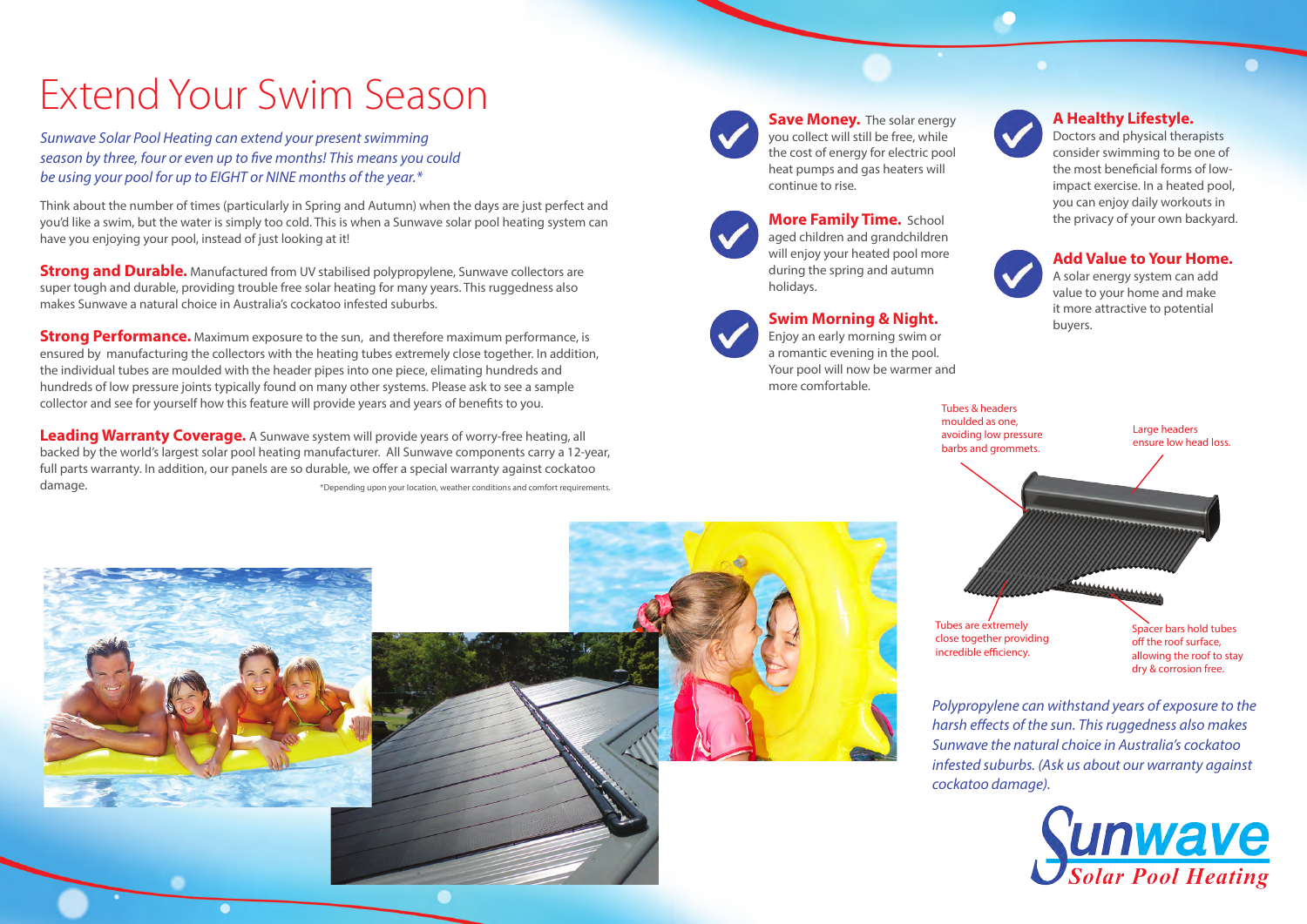# Extend Your Swim Season

*Sunwave Solar Pool Heating can extend your present swimming season by three, four or even up to five months! This means you could be using your pool for up to EIGHT or NINE months of the year.**

Think about the number of times (particularly in Spring and Autumn) when the days are just perfect and you'd like a swim, but the water is simply too cold. This is when a Sunwave solar pool heating system can have you enjoying your pool, instead of just looking at it!

**Strong and Durable.** Manufactured from UV stabilised polypropylene, Sunwave collectors are super tough and durable, providing trouble free solar heating for many years. This ruggedness also makes Sunwave a natural choice in Australia's cockatoo infested suburbs.

**Strong Performance.** Maximum exposure to the sun, and therefore maximum performance, is ensured by manufacturing the collectors with the heating tubes extremely close together. In addition, the individual tubes are moulded with the header pipes into one piece, elimating hundreds and hundreds of low pressure joints typically found on many other systems. Please ask to see a sample collector and see for yourself how this feature will provide years and years of benefits to you.

**Leading Warranty Coverage.** A Sunwave system will provide years of worry-free heating, all backed by the world's largest solar pool heating manufacturer. All Sunwave components carry a 12-year, full parts warranty. In addition, our panels are so durable, we offer a special warranty against cockatoo damage.

*Depending upon your location, weather conditions and comfort requirements.

**Save Money.** The solar energy you collect will still be free, while the cost of energy for electric pool heat pumps and gas heaters will continue to rise.

**More Family Time.** School aged children and grandchildren will enjoy your heated pool more during the spring and autumn holidays.

**Swim Morning & Night.** Enjoy an early morning swim or a romantic evening in the pool. Your pool will now be warmer and more comfortable.

**A Healthy Lifestyle.** Doctors and physical therapists consider swimming to be one of the most beneficial forms of low-impact exercise. In a heated pool, you can enjoy daily workouts in the privacy of your own backyard.

**Add Value to Your Home.** A solar energy system can add value to your home and make it more attractive to potential buyers.

Tubes & headers moulded as one, avoiding low pressure barbs and grommets.

Large headers ensure low head loss.

Tubes are extremely close together providing incredible efficiency.

Spacer bars hold tubes off the roof surface, allowing the roof to stay dry & corrosion free.

*Polypropylene can withstand years of exposure to the harsh effects of the sun. This ruggedness also makes Sunwave the natural choice in Australia's cockatoo infested suburbs. (Ask us about our warranty against cockatoo damage).*

Sunwave Solar Pool Heating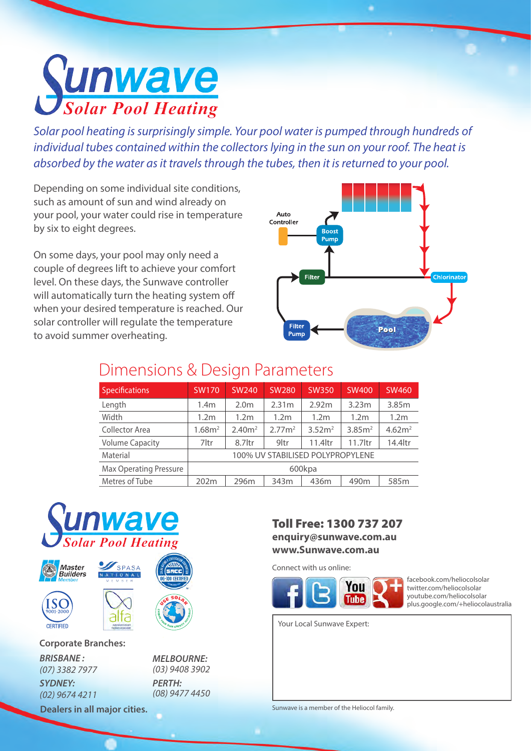# Sunwave Solar Pool Heating

*Solar pool heating is surprisingly simple. Your pool water is pumped through hundreds of individual tubes contained within the collectors lying in the sun on your roof. The heat is absorbed by the water as it travels through the tubes, then it is returned to your pool.*

Depending on some individual site conditions, such as amount of sun and wind already on your pool, your water could rise in temperature by six to eight degrees.

On some days, your pool may only need a couple of degrees lift to achieve your comfort level. On these days, the Sunwave controller will automatically turn the heating system off when your desired temperature is reached. Our solar controller will regulate the temperature to avoid summer overheating.

Auto Controller
Boost Pump
Filter
Chlorinator
Filter Pump
Pool

## Dimensions & Design Parameters

| Specifications | SW170 | SW240 | SW280 | SW350 | SW400 | SW460 |
|---|---|---|---|---|---|---|
| Length | 1.4m | 2.0m | 2.31m | 2.92m | 3.23m | 3.85m |
| Width | 1.2m | 1.2m | 1.2m | 1.2m | 1.2m | 1.2m |
| Collector Area | 1.68m² | 2.40m² | 2.77m² | 3.52m² | 3.85m² | 4.62m² |
| Volume Capacity | 7ltr | 8.7ltr | 9ltr | 11.4ltr | 11.7ltr | 14.4ltr |
| Material | 100% UV STABILISED POLYPROPYLENE | | | | | |
| Max Operating Pressure | 600kpa | | | | | |
| Metres of Tube | 202m | 296m | 343m | 436m | 490m | 585m |

Sunwave Solar Pool Heating

Master Builders Member
SPASA National Member
SRCC OG-100 Certified
ISO 9001:2000 Certified
alfa
Use Solar

**Corporate Branches:**

***BRISBANE :***
*(07) 3382 7977*

***SYDNEY:***
*(02) 9674 4211*

***MELBOURNE:***
*(03) 9408 3902*

***PERTH:***
*(08) 9477 4450*

**Dealers in all major cities.**

## Toll Free: 1300 737 207

**enquiry@sunwave.com.au**
**www.Sunwave.com.au**

Connect with us online:

facebook.com/heliocolsolar
twitter.com/heliocolsolar
youtube.com/heliocolsolar
plus.google.com/+heliocolaustralia

Your Local Sunwave Expert:

Sunwave is a member of the Heliocol family.